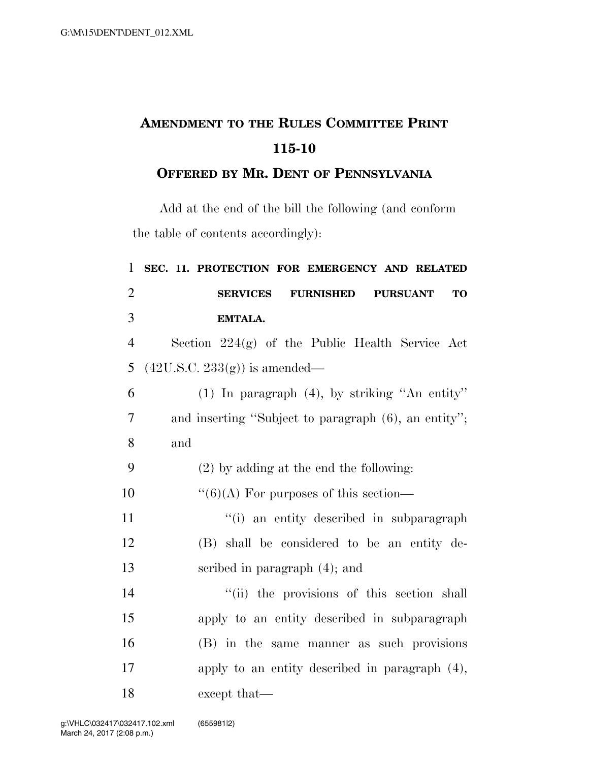# AMENDMENT TO THE RULES COMMITTEE PRINT 115-10

## OFFERED BY MR. DENT OF PENNSYLVANIA

Add at the end of the bill the following (and conform the table of contents accordingly):

**SEC. 11. PROTECTION FOR EMERGENCY AND RELATED SERVICES FURNISHED PURSUANT TO EMTALA.**

Section 224(g) of the Public Health Service Act (42U.S.C. 233(g)) is amended—

(1) In paragraph (4), by striking ''An entity'' and inserting ''Subject to paragraph (6), an entity''; and

(2) by adding at the end the following:

''(6)(A) For purposes of this section—

''(i) an entity described in subparagraph (B) shall be considered to be an entity described in paragraph (4); and

''(ii) the provisions of this section shall apply to an entity described in subparagraph (B) in the same manner as such provisions apply to an entity described in paragraph (4), except that—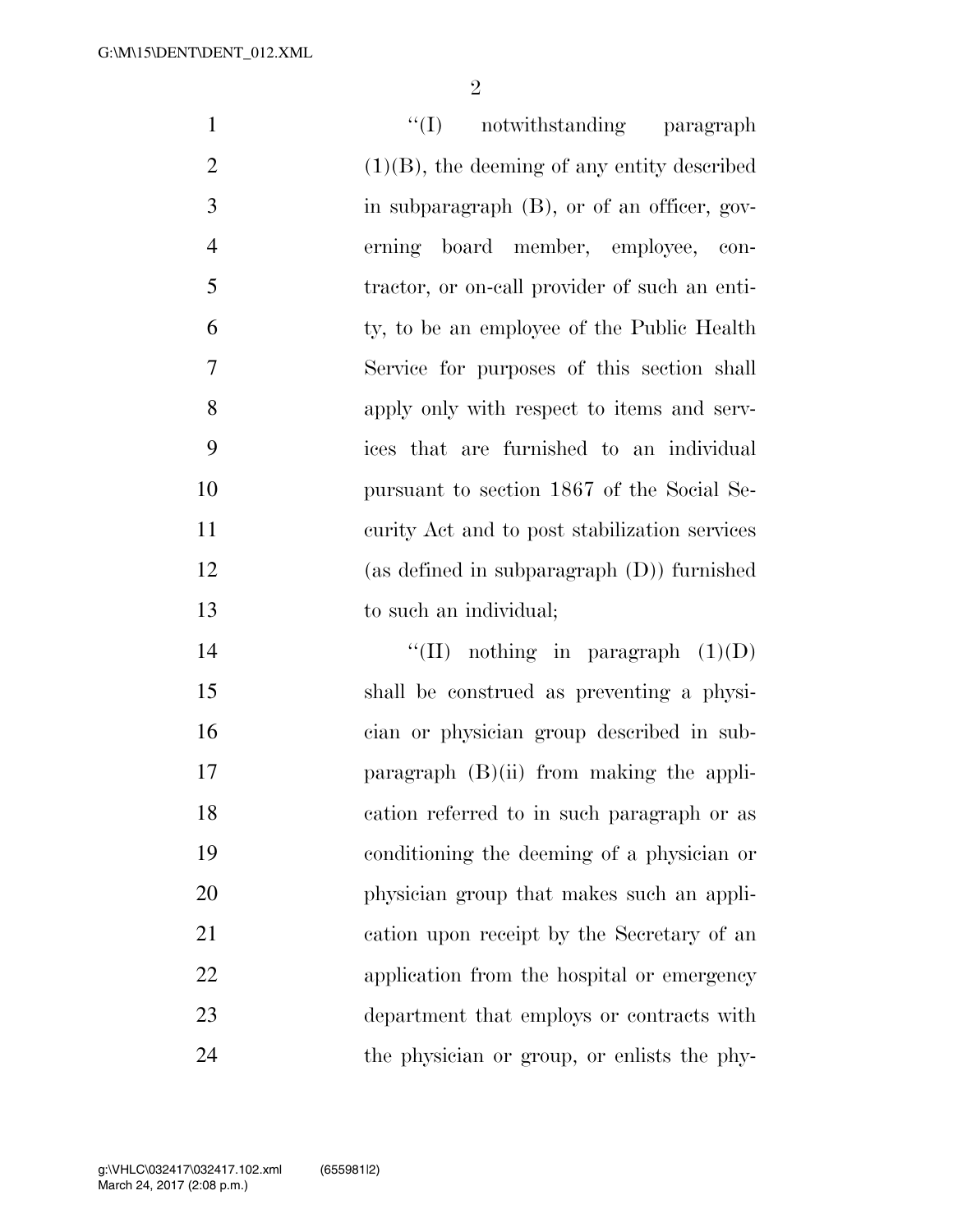"(I) notwithstanding paragraph (1)(B), the deeming of any entity described in subparagraph (B), or of an officer, governing board member, employee, contractor, or on-call provider of such an entity, to be an employee of the Public Health Service for purposes of this section shall apply only with respect to items and services that are furnished to an individual pursuant to section 1867 of the Social Security Act and to post stabilization services (as defined in subparagraph (D)) furnished to such an individual;

"(II) nothing in paragraph (1)(D) shall be construed as preventing a physician or physician group described in subparagraph (B)(ii) from making the application referred to in such paragraph or as conditioning the deeming of a physician or physician group that makes such an application upon receipt by the Secretary of an application from the hospital or emergency department that employs or contracts with the physician or group, or enlists the phy-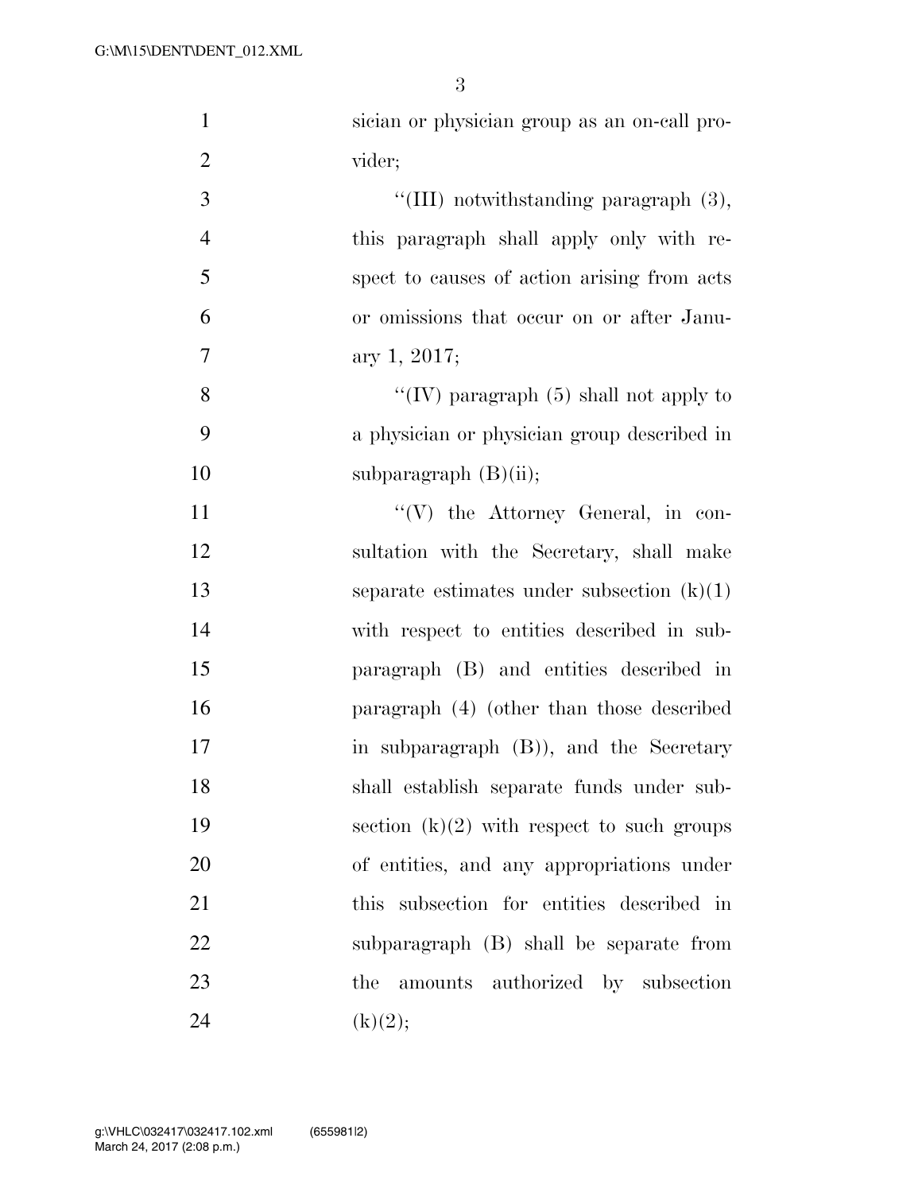sician or physician group as an on-call provider;

"(III) notwithstanding paragraph (3), this paragraph shall apply only with respect to causes of action arising from acts or omissions that occur on or after January 1, 2017;

"(IV) paragraph (5) shall not apply to a physician or physician group described in subparagraph (B)(ii);

"(V) the Attorney General, in consultation with the Secretary, shall make separate estimates under subsection (k)(1) with respect to entities described in subparagraph (B) and entities described in paragraph (4) (other than those described in subparagraph (B)), and the Secretary shall establish separate funds under subsection (k)(2) with respect to such groups of entities, and any appropriations under this subsection for entities described in subparagraph (B) shall be separate from the amounts authorized by subsection (k)(2);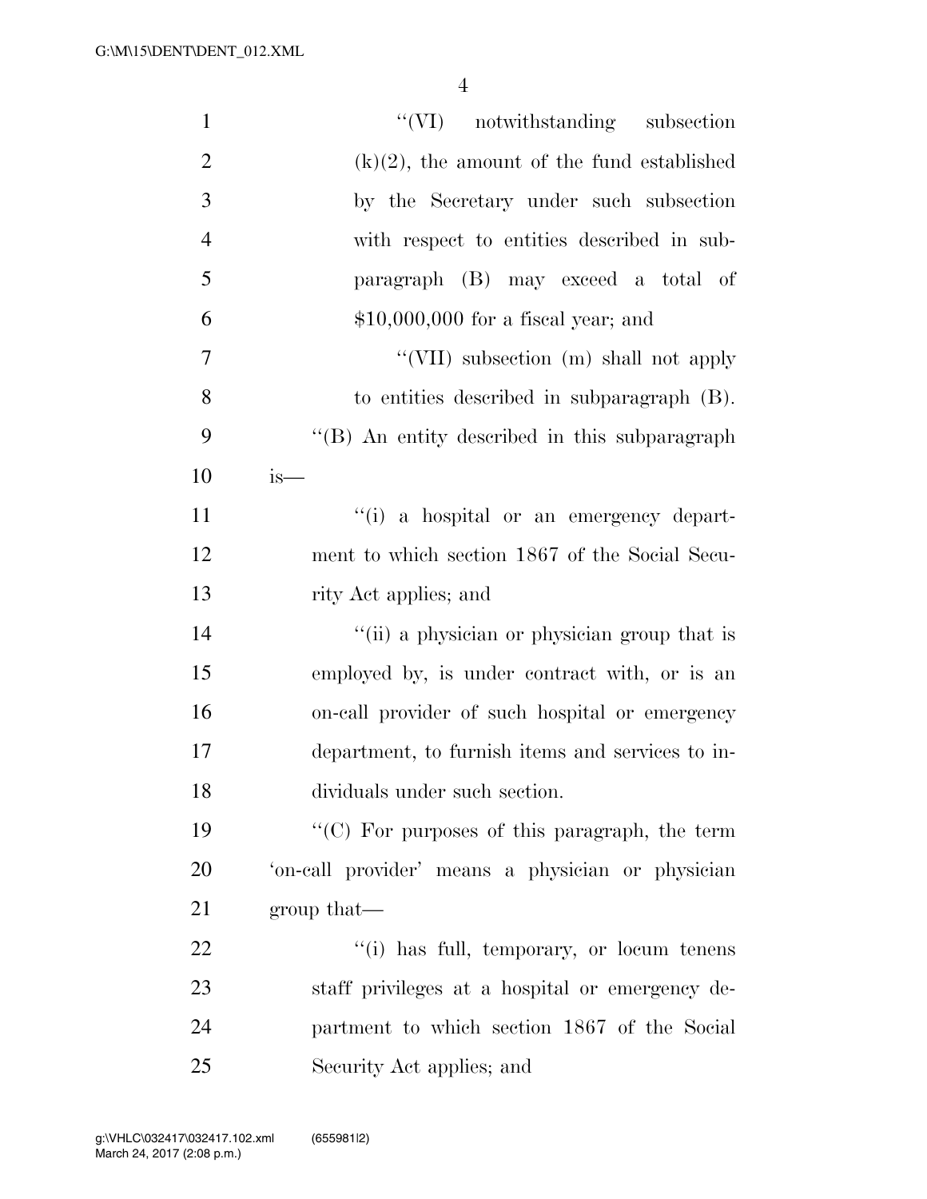"(VI) notwithstanding subsection (k)(2), the amount of the fund established by the Secretary under such subsection with respect to entities described in subparagraph (B) may exceed a total of $10,000,000 for a fiscal year; and

"(VII) subsection (m) shall not apply to entities described in subparagraph (B).

"(B) An entity described in this subparagraph is—

"(i) a hospital or an emergency department to which section 1867 of the Social Security Act applies; and

"(ii) a physician or physician group that is employed by, is under contract with, or is an on-call provider of such hospital or emergency department, to furnish items and services to individuals under such section.

"(C) For purposes of this paragraph, the term 'on-call provider' means a physician or physician group that—

"(i) has full, temporary, or locum tenens staff privileges at a hospital or emergency department to which section 1867 of the Social Security Act applies; and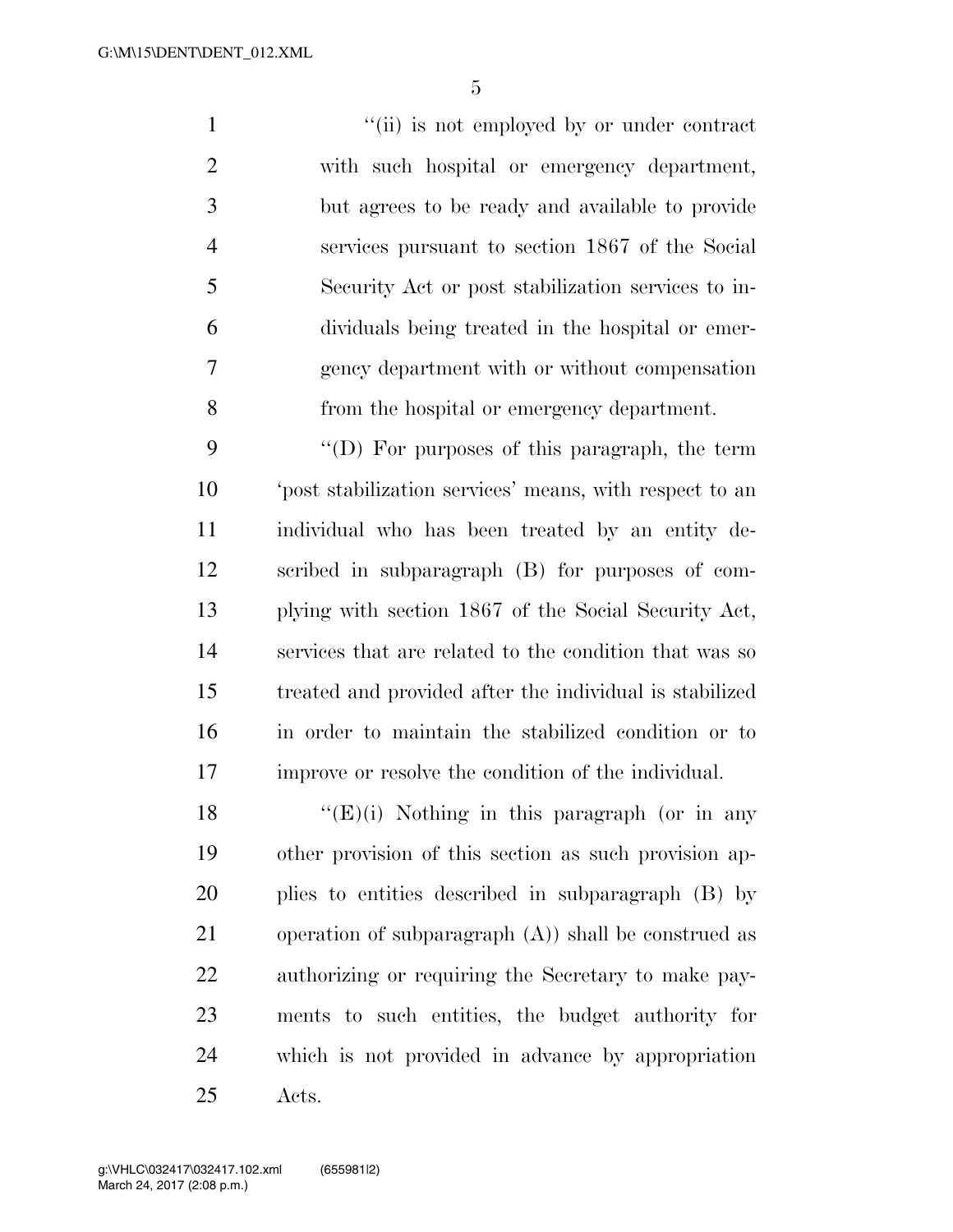"(ii) is not employed by or under contract with such hospital or emergency department, but agrees to be ready and available to provide services pursuant to section 1867 of the Social Security Act or post stabilization services to individuals being treated in the hospital or emergency department with or without compensation from the hospital or emergency department.

"(D) For purposes of this paragraph, the term 'post stabilization services' means, with respect to an individual who has been treated by an entity described in subparagraph (B) for purposes of complying with section 1867 of the Social Security Act, services that are related to the condition that was so treated and provided after the individual is stabilized in order to maintain the stabilized condition or to improve or resolve the condition of the individual.

"(E)(i) Nothing in this paragraph (or in any other provision of this section as such provision applies to entities described in subparagraph (B) by operation of subparagraph (A)) shall be construed as authorizing or requiring the Secretary to make payments to such entities, the budget authority for which is not provided in advance by appropriation Acts.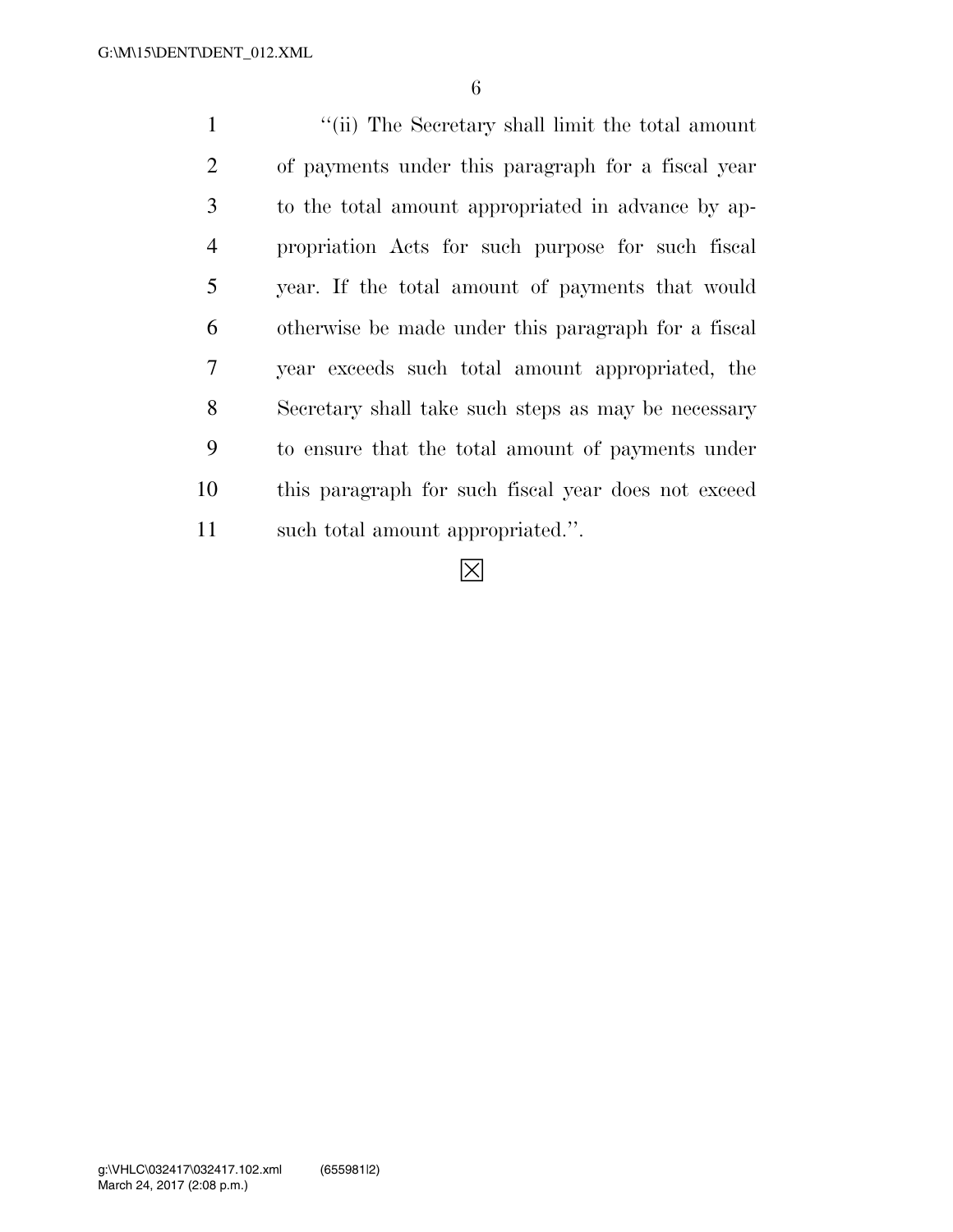"(ii) The Secretary shall limit the total amount of payments under this paragraph for a fiscal year to the total amount appropriated in advance by appropriation Acts for such purpose for such fiscal year. If the total amount of payments that would otherwise be made under this paragraph for a fiscal year exceeds such total amount appropriated, the Secretary shall take such steps as may be necessary to ensure that the total amount of payments under this paragraph for such fiscal year does not exceed such total amount appropriated.".